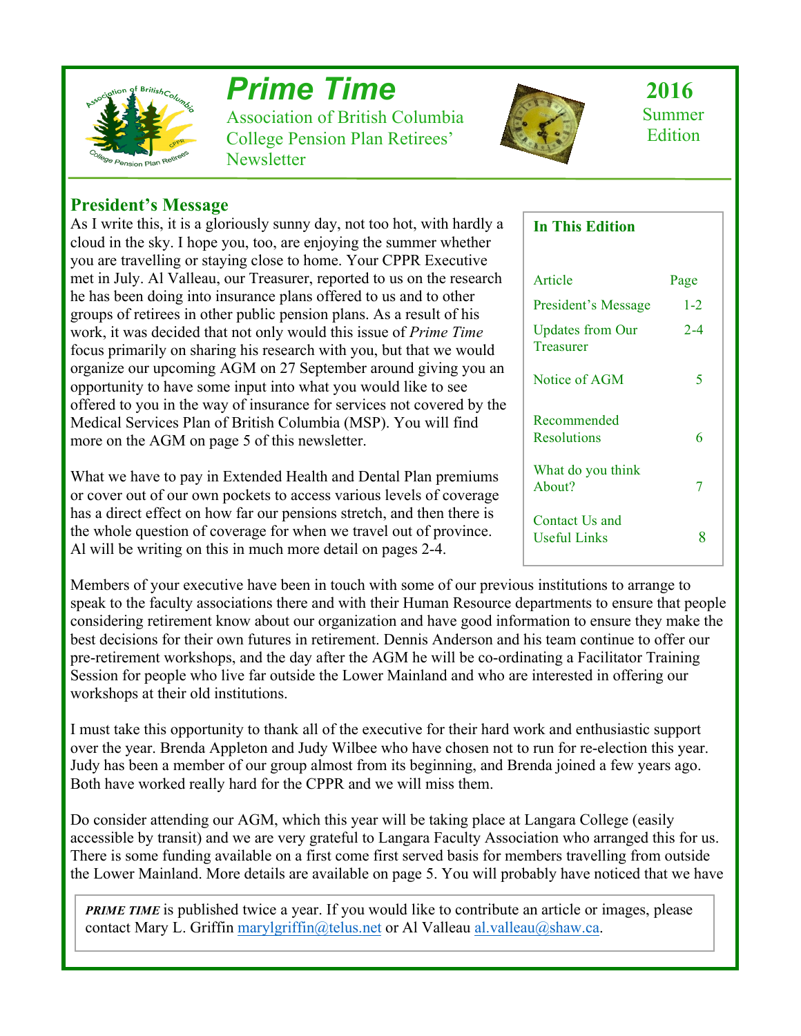# Prime Time

Association of British Columbia College Pension Plan Retirees' Newsletter

**2016**
Summer Edition

## President's Message

As I write this, it is a gloriously sunny day, not too hot, with hardly a cloud in the sky. I hope you, too, are enjoying the summer whether you are travelling or staying close to home. Your CPPR Executive met in July. Al Valleau, our Treasurer, reported to us on the research he has been doing into insurance plans offered to us and to other groups of retirees in other public pension plans. As a result of his work, it was decided that not only would this issue of *Prime Time* focus primarily on sharing his research with you, but that we would organize our upcoming AGM on 27 September around giving you an opportunity to have some input into what you would like to see offered to you in the way of insurance for services not covered by the Medical Services Plan of British Columbia (MSP). You will find more on the AGM on page 5 of this newsletter.

What we have to pay in Extended Health and Dental Plan premiums or cover out of our own pockets to access various levels of coverage has a direct effect on how far our pensions stretch, and then there is the whole question of coverage for when we travel out of province. Al will be writing on this in much more detail on pages 2-4.

**In This Edition**

| Article | Page |
|---|---|
| President's Message | 1-2 |
| Updates from Our Treasurer | 2-4 |
| Notice of AGM | 5 |
| Recommended Resolutions | 6 |
| What do you think About? | 7 |
| Contact Us and Useful Links | 8 |

Members of your executive have been in touch with some of our previous institutions to arrange to speak to the faculty associations there and with their Human Resource departments to ensure that people considering retirement know about our organization and have good information to ensure they make the best decisions for their own futures in retirement. Dennis Anderson and his team continue to offer our pre-retirement workshops, and the day after the AGM he will be co-ordinating a Facilitator Training Session for people who live far outside the Lower Mainland and who are interested in offering our workshops at their old institutions.

I must take this opportunity to thank all of the executive for their hard work and enthusiastic support over the year. Brenda Appleton and Judy Wilbee who have chosen not to run for re-election this year. Judy has been a member of our group almost from its beginning, and Brenda joined a few years ago. Both have worked really hard for the CPPR and we will miss them.

Do consider attending our AGM, which this year will be taking place at Langara College (easily accessible by transit) and we are very grateful to Langara Faculty Association who arranged this for us. There is some funding available on a first come first served basis for members travelling from outside the Lower Mainland. More details are available on page 5. You will probably have noticed that we have

***PRIME TIME*** is published twice a year. If you would like to contribute an article or images, please contact Mary L. Griffin marylgriffin@telus.net or Al Valleau al.valleau@shaw.ca.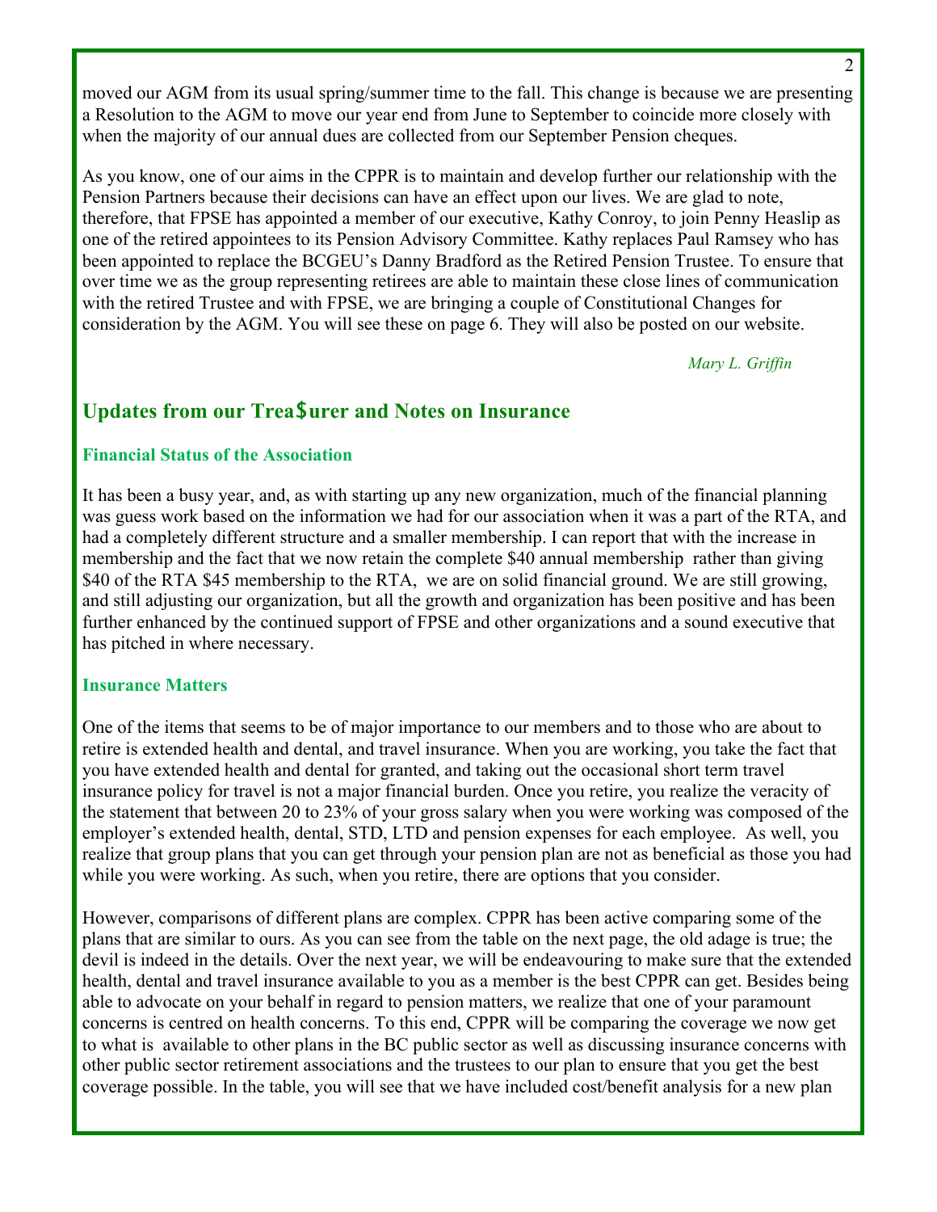moved our AGM from its usual spring/summer time to the fall. This change is because we are presenting a Resolution to the AGM to move our year end from June to September to coincide more closely with when the majority of our annual dues are collected from our September Pension cheques.

As you know, one of our aims in the CPPR is to maintain and develop further our relationship with the Pension Partners because their decisions can have an effect upon our lives. We are glad to note, therefore, that FPSE has appointed a member of our executive, Kathy Conroy, to join Penny Heaslip as one of the retired appointees to its Pension Advisory Committee. Kathy replaces Paul Ramsey who has been appointed to replace the BCGEU's Danny Bradford as the Retired Pension Trustee. To ensure that over time we as the group representing retirees are able to maintain these close lines of communication with the retired Trustee and with FPSE, we are bringing a couple of Constitutional Changes for consideration by the AGM. You will see these on page 6. They will also be posted on our website.

*Mary L. Griffin*

## Updates from our Trea$urer and Notes on Insurance

### Financial Status of the Association

It has been a busy year, and, as with starting up any new organization, much of the financial planning was guess work based on the information we had for our association when it was a part of the RTA, and had a completely different structure and a smaller membership. I can report that with the increase in membership and the fact that we now retain the complete $40 annual membership rather than giving $40 of the RTA $45 membership to the RTA, we are on solid financial ground. We are still growing, and still adjusting our organization, but all the growth and organization has been positive and has been further enhanced by the continued support of FPSE and other organizations and a sound executive that has pitched in where necessary.

### Insurance Matters

One of the items that seems to be of major importance to our members and to those who are about to retire is extended health and dental, and travel insurance. When you are working, you take the fact that you have extended health and dental for granted, and taking out the occasional short term travel insurance policy for travel is not a major financial burden. Once you retire, you realize the veracity of the statement that between 20 to 23% of your gross salary when you were working was composed of the employer's extended health, dental, STD, LTD and pension expenses for each employee. As well, you realize that group plans that you can get through your pension plan are not as beneficial as those you had while you were working. As such, when you retire, there are options that you consider.

However, comparisons of different plans are complex. CPPR has been active comparing some of the plans that are similar to ours. As you can see from the table on the next page, the old adage is true; the devil is indeed in the details. Over the next year, we will be endeavouring to make sure that the extended health, dental and travel insurance available to you as a member is the best CPPR can get. Besides being able to advocate on your behalf in regard to pension matters, we realize that one of your paramount concerns is centred on health concerns. To this end, CPPR will be comparing the coverage we now get to what is available to other plans in the BC public sector as well as discussing insurance concerns with other public sector retirement associations and the trustees to our plan to ensure that you get the best coverage possible. In the table, you will see that we have included cost/benefit analysis for a new plan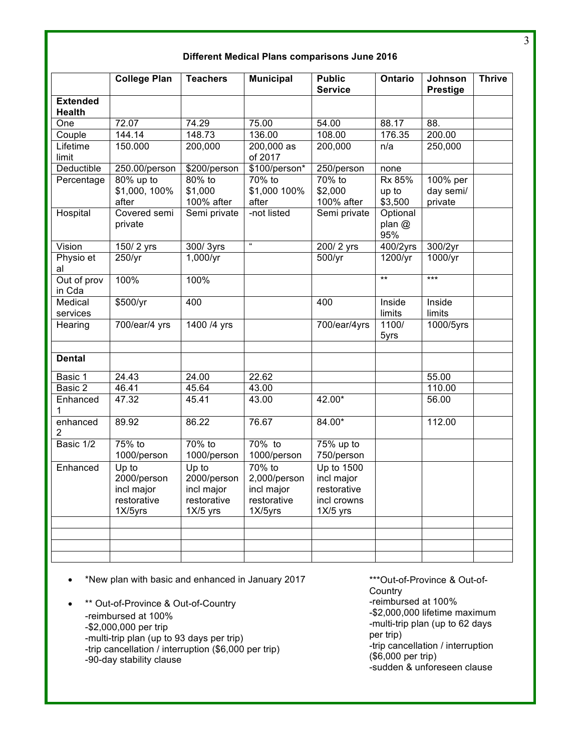**Different Medical Plans comparisons June 2016**

| | College Plan | Teachers | Municipal | Public Service | Ontario | Johnson Prestige | Thrive |
|---|---|---|---|---|---|---|---|
| **Extended Health** | | | | | | | |
| One | 72.07 | 74.29 | 75.00 | 54.00 | 88.17 | 88. | |
| Couple | 144.14 | 148.73 | 136.00 | 108.00 | 176.35 | 200.00 | |
| Lifetime limit | 150.000 | 200,000 | 200,000 as of 2017 | 200,000 | n/a | 250,000 | |
| Deductible | 250.00/person | $200/person | $100/person* | 250/person | none | | |
| Percentage | 80% up to $1,000, 100% after | 80% to $1,000 100% after | 70% to $1,000 100% after | 70% to $2,000 100% after | Rx 85% up to $3,500 | 100% per day semi/ private | |
| Hospital | Covered semi private | Semi private | -not listed | Semi private | Optional plan @ 95% | | |
| Vision | 150/ 2 yrs | 300/ 3yrs | " | 200/ 2 yrs | 400/2yrs | 300/2yr | |
| Physio et al | 250/yr | 1,000/yr | | 500/yr | 1200/yr | 1000/yr | |
| Out of prov in Cda | 100% | 100% | | | ** | *** | |
| Medical services | $500/yr | 400 | | 400 | Inside limits | Inside limits | |
| Hearing | 700/ear/4 yrs | 1400 /4 yrs | | 700/ear/4yrs | 1100/ 5yrs | 1000/5yrs | |
| | | | | | | | |
| **Dental** | | | | | | | |
| Basic 1 | 24.43 | 24.00 | 22.62 | | | 55.00 | |
| Basic 2 | 46.41 | 45.64 | 43.00 | | | 110.00 | |
| Enhanced 1 | 47.32 | 45.41 | 43.00 | 42.00* | | 56.00 | |
| enhanced 2 | 89.92 | 86.22 | 76.67 | 84.00* | | 112.00 | |
| Basic 1/2 | 75% to 1000/person | 70% to 1000/person | 70% to 1000/person | 75% up to 750/person | | | |
| Enhanced | Up to 2000/person incl major restorative 1X/5yrs | Up to 2000/person incl major restorative 1X/5 yrs | 70% to 2,000/person incl major restorative 1X/5yrs | Up to 1500 incl major restorative incl crowns 1X/5 yrs | | | |
| | | | | | | | |
| | | | | | | | |
| | | | | | | | |
| | | | | | | | |

- *New plan with basic and enhanced in January 2017
- ** Out-of-Province & Out-of-Country
  -reimbursed at 100%
  -$2,000,000 per trip
  -multi-trip plan (up to 93 days per trip)
  -trip cancellation / interruption ($6,000 per trip)
  -90-day stability clause

***Out-of-Province & Out-of-Country
-reimbursed at 100%
-$2,000,000 lifetime maximum
-multi-trip plan (up to 62 days per trip)
-trip cancellation / interruption ($6,000 per trip)
-sudden & unforeseen clause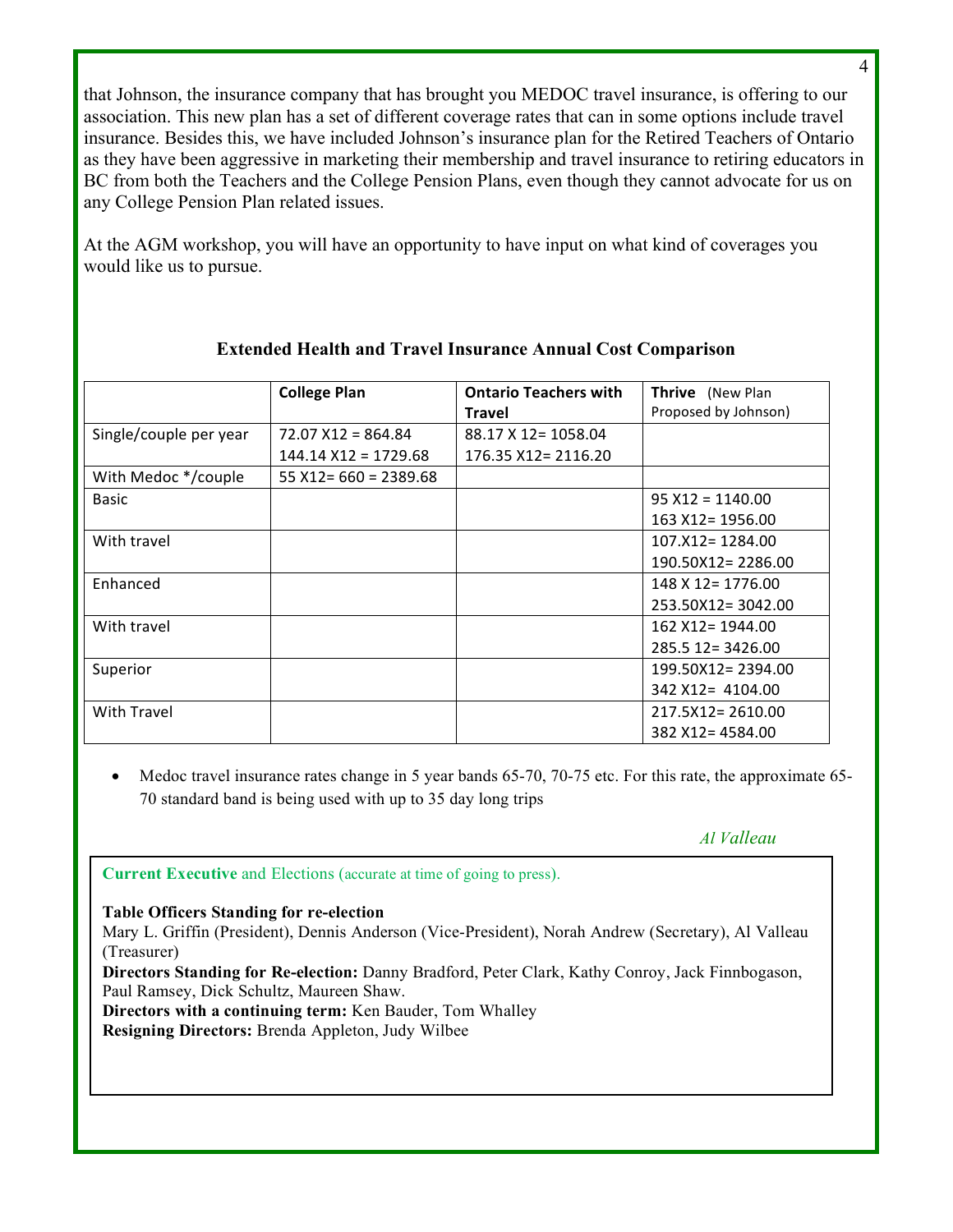that Johnson, the insurance company that has brought you MEDOC travel insurance, is offering to our association. This new plan has a set of different coverage rates that can in some options include travel insurance. Besides this, we have included Johnson's insurance plan for the Retired Teachers of Ontario as they have been aggressive in marketing their membership and travel insurance to retiring educators in BC from both the Teachers and the College Pension Plans, even though they cannot advocate for us on any College Pension Plan related issues.

At the AGM workshop, you will have an opportunity to have input on what kind of coverages you would like us to pursue.

**Extended Health and Travel Insurance Annual Cost Comparison**

| | **College Plan** | **Ontario Teachers with Travel** | **Thrive** (New Plan Proposed by Johnson) |
|---|---|---|---|
| Single/couple per year | 72.07 X12 = 864.84<br>144.14 X12 = 1729.68 | 88.17 X 12= 1058.04<br>176.35 X12= 2116.20 | |
| With Medoc */couple | 55 X12= 660 = 2389.68 | | |
| Basic | | | 95 X12 = 1140.00<br>163 X12= 1956.00 |
| With travel | | | 107.X12= 1284.00<br>190.50X12= 2286.00 |
| Enhanced | | | 148 X 12= 1776.00<br>253.50X12= 3042.00 |
| With travel | | | 162 X12= 1944.00<br>285.5 12= 3426.00 |
| Superior | | | 199.50X12= 2394.00<br>342 X12= 4104.00 |
| With Travel | | | 217.5X12= 2610.00<br>382 X12= 4584.00 |

- Medoc travel insurance rates change in 5 year bands 65-70, 70-75 etc. For this rate, the approximate 65-70 standard band is being used with up to 35 day long trips

*Al Valleau*

**Current Executive** and Elections (accurate at time of going to press).

**Table Officers Standing for re-election**
Mary L. Griffin (President), Dennis Anderson (Vice-President), Norah Andrew (Secretary), Al Valleau (Treasurer)
**Directors Standing for Re-election:** Danny Bradford, Peter Clark, Kathy Conroy, Jack Finnbogason, Paul Ramsey, Dick Schultz, Maureen Shaw.
**Directors with a continuing term:** Ken Bauder, Tom Whalley
**Resigning Directors:** Brenda Appleton, Judy Wilbee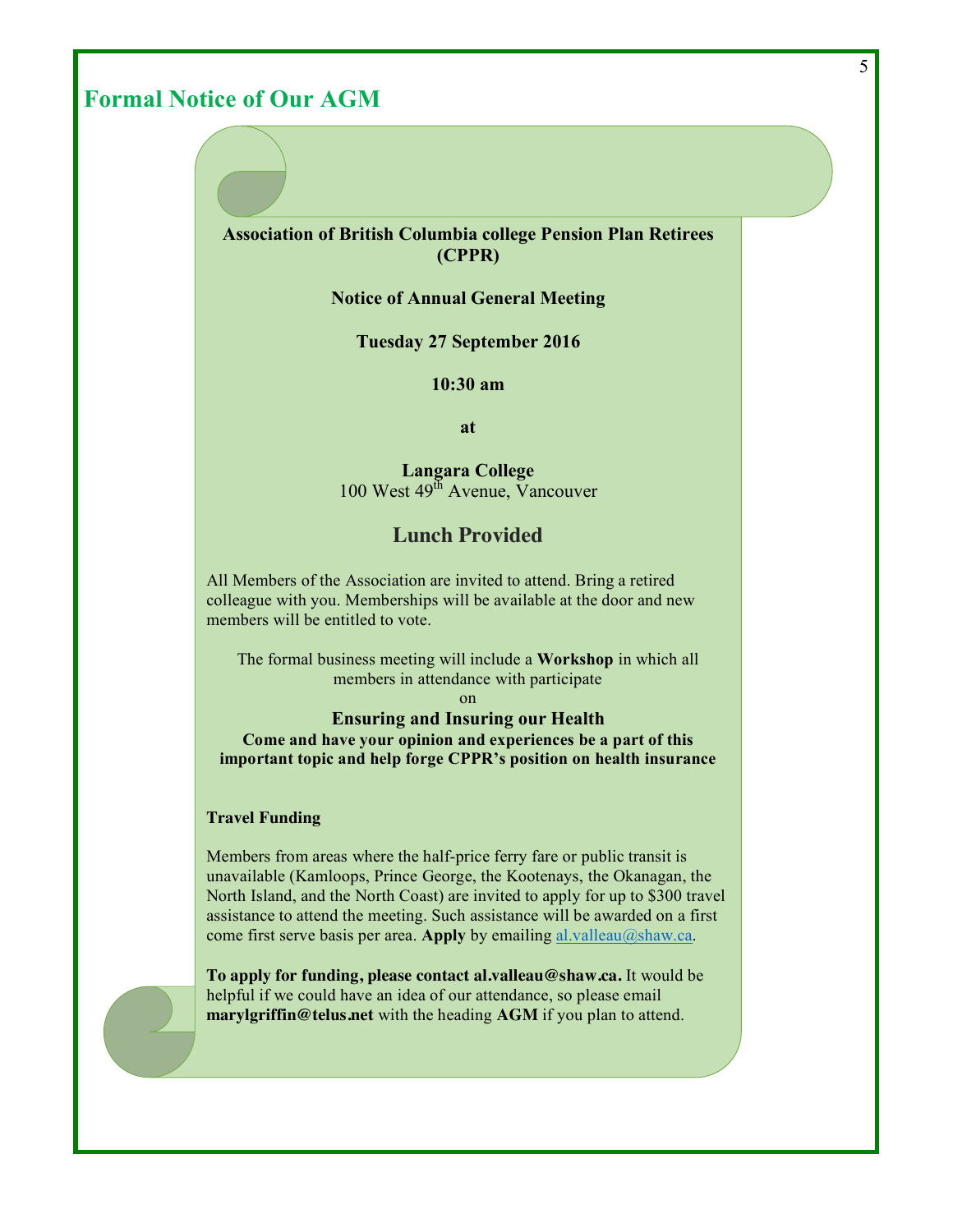## Formal Notice of Our AGM

**Association of British Columbia college Pension Plan Retirees (CPPR)**

**Notice of Annual General Meeting**

**Tuesday 27 September 2016**

**10:30 am**

**at**

**Langara College**
100 West 49th Avenue, Vancouver

### Lunch Provided

All Members of the Association are invited to attend. Bring a retired colleague with you. Memberships will be available at the door and new members will be entitled to vote.

The formal business meeting will include a **Workshop** in which all members in attendance with participate
on

**Ensuring and Insuring our Health**
**Come and have your opinion and experiences be a part of this important topic and help forge CPPR's position on health insurance**

**Travel Funding**

Members from areas where the half-price ferry fare or public transit is unavailable (Kamloops, Prince George, the Kootenays, the Okanagan, the North Island, and the North Coast) are invited to apply for up to $300 travel assistance to attend the meeting. Such assistance will be awarded on a first come first serve basis per area. **Apply** by emailing al.valleau@shaw.ca.

**To apply for funding, please contact al.valleau@shaw.ca.** It would be helpful if we could have an idea of our attendance, so please email **marylgriffin@telus.net** with the heading **AGM** if you plan to attend.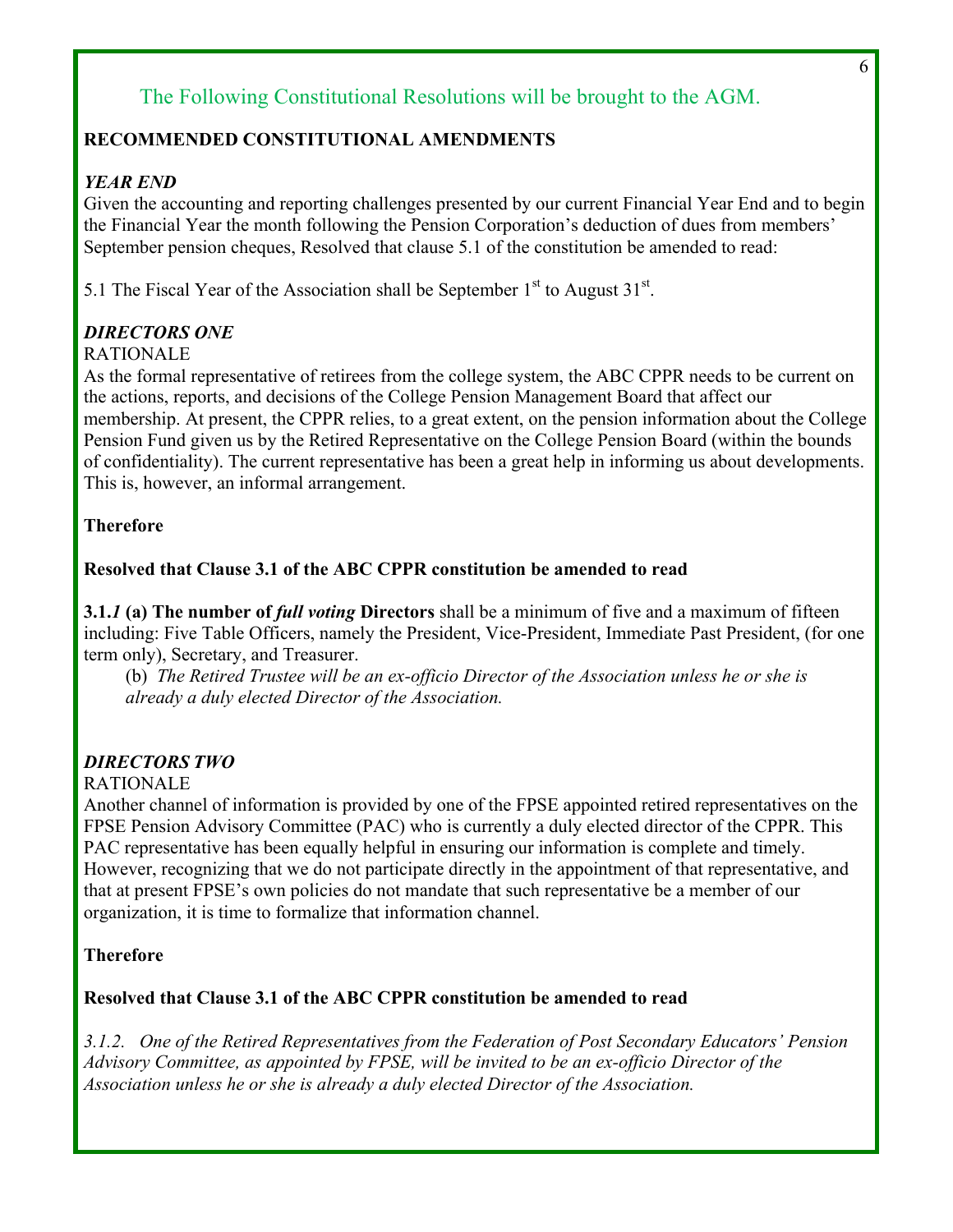The Following Constitutional Resolutions will be brought to the AGM.

**RECOMMENDED CONSTITUTIONAL AMENDMENTS**

***YEAR END***

Given the accounting and reporting challenges presented by our current Financial Year End and to begin the Financial Year the month following the Pension Corporation's deduction of dues from members' September pension cheques, Resolved that clause 5.1 of the constitution be amended to read:

5.1 The Fiscal Year of the Association shall be September 1st to August 31st.

***DIRECTORS ONE***

RATIONALE

As the formal representative of retirees from the college system, the ABC CPPR needs to be current on the actions, reports, and decisions of the College Pension Management Board that affect our membership. At present, the CPPR relies, to a great extent, on the pension information about the College Pension Fund given us by the Retired Representative on the College Pension Board (within the bounds of confidentiality). The current representative has been a great help in informing us about developments. This is, however, an informal arrangement.

**Therefore**

**Resolved that Clause 3.1 of the ABC CPPR constitution be amended to read**

**3.1.*1* (a) The number of *full voting* Directors** shall be a minimum of five and a maximum of fifteen including: Five Table Officers, namely the President, Vice-President, Immediate Past President, (for one term only), Secretary, and Treasurer.

(b) *The Retired Trustee will be an ex-officio Director of the Association unless he or she is already a duly elected Director of the Association.*

***DIRECTORS TWO***

RATIONALE

Another channel of information is provided by one of the FPSE appointed retired representatives on the FPSE Pension Advisory Committee (PAC) who is currently a duly elected director of the CPPR. This PAC representative has been equally helpful in ensuring our information is complete and timely. However, recognizing that we do not participate directly in the appointment of that representative, and that at present FPSE's own policies do not mandate that such representative be a member of our organization, it is time to formalize that information channel.

**Therefore**

**Resolved that Clause 3.1 of the ABC CPPR constitution be amended to read**

*3.1.2. One of the Retired Representatives from the Federation of Post Secondary Educators' Pension Advisory Committee, as appointed by FPSE, will be invited to be an ex-officio Director of the Association unless he or she is already a duly elected Director of the Association.*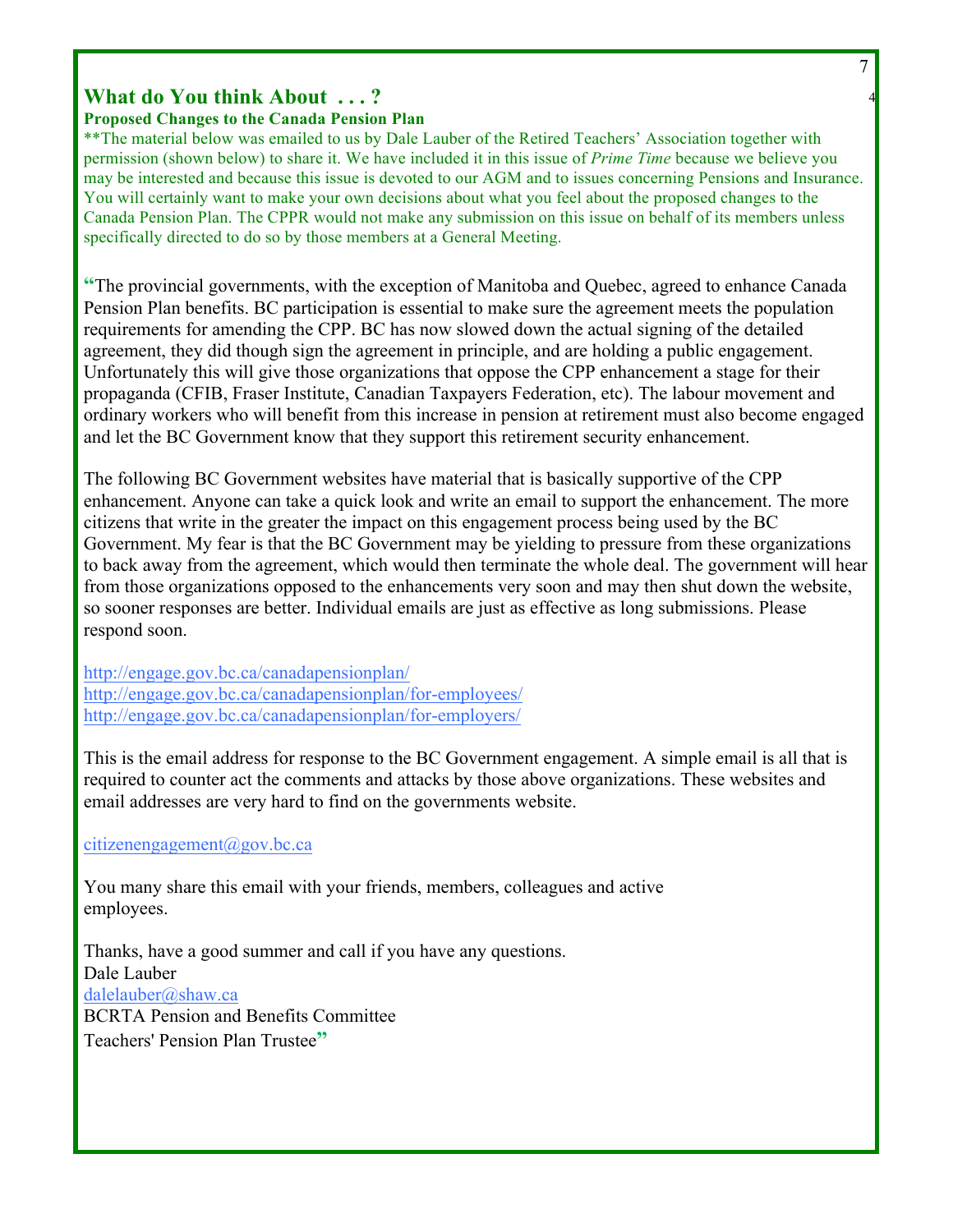## What do You think About . . . ?

**Proposed Changes to the Canada Pension Plan**

**The material below was emailed to us by Dale Lauber of the Retired Teachers' Association together with permission (shown below) to share it. We have included it in this issue of *Prime Time* because we believe you may be interested and because this issue is devoted to our AGM and to issues concerning Pensions and Insurance. You will certainly want to make your own decisions about what you feel about the proposed changes to the Canada Pension Plan. The CPPR would not make any submission on this issue on behalf of its members unless specifically directed to do so by those members at a General Meeting.

"The provincial governments, with the exception of Manitoba and Quebec, agreed to enhance Canada Pension Plan benefits. BC participation is essential to make sure the agreement meets the population requirements for amending the CPP. BC has now slowed down the actual signing of the detailed agreement, they did though sign the agreement in principle, and are holding a public engagement. Unfortunately this will give those organizations that oppose the CPP enhancement a stage for their propaganda (CFIB, Fraser Institute, Canadian Taxpayers Federation, etc). The labour movement and ordinary workers who will benefit from this increase in pension at retirement must also become engaged and let the BC Government know that they support this retirement security enhancement.

The following BC Government websites have material that is basically supportive of the CPP enhancement. Anyone can take a quick look and write an email to support the enhancement. The more citizens that write in the greater the impact on this engagement process being used by the BC Government. My fear is that the BC Government may be yielding to pressure from these organizations to back away from the agreement, which would then terminate the whole deal. The government will hear from those organizations opposed to the enhancements very soon and may then shut down the website, so sooner responses are better. Individual emails are just as effective as long submissions. Please respond soon.

http://engage.gov.bc.ca/canadapensionplan/
http://engage.gov.bc.ca/canadapensionplan/for-employees/
http://engage.gov.bc.ca/canadapensionplan/for-employers/

This is the email address for response to the BC Government engagement. A simple email is all that is required to counter act the comments and attacks by those above organizations. These websites and email addresses are very hard to find on the governments website.

citizenengagement@gov.bc.ca

You many share this email with your friends, members, colleagues and active employees.

Thanks, have a good summer and call if you have any questions.
Dale Lauber
dalelauber@shaw.ca
BCRTA Pension and Benefits Committee
Teachers' Pension Plan Trustee"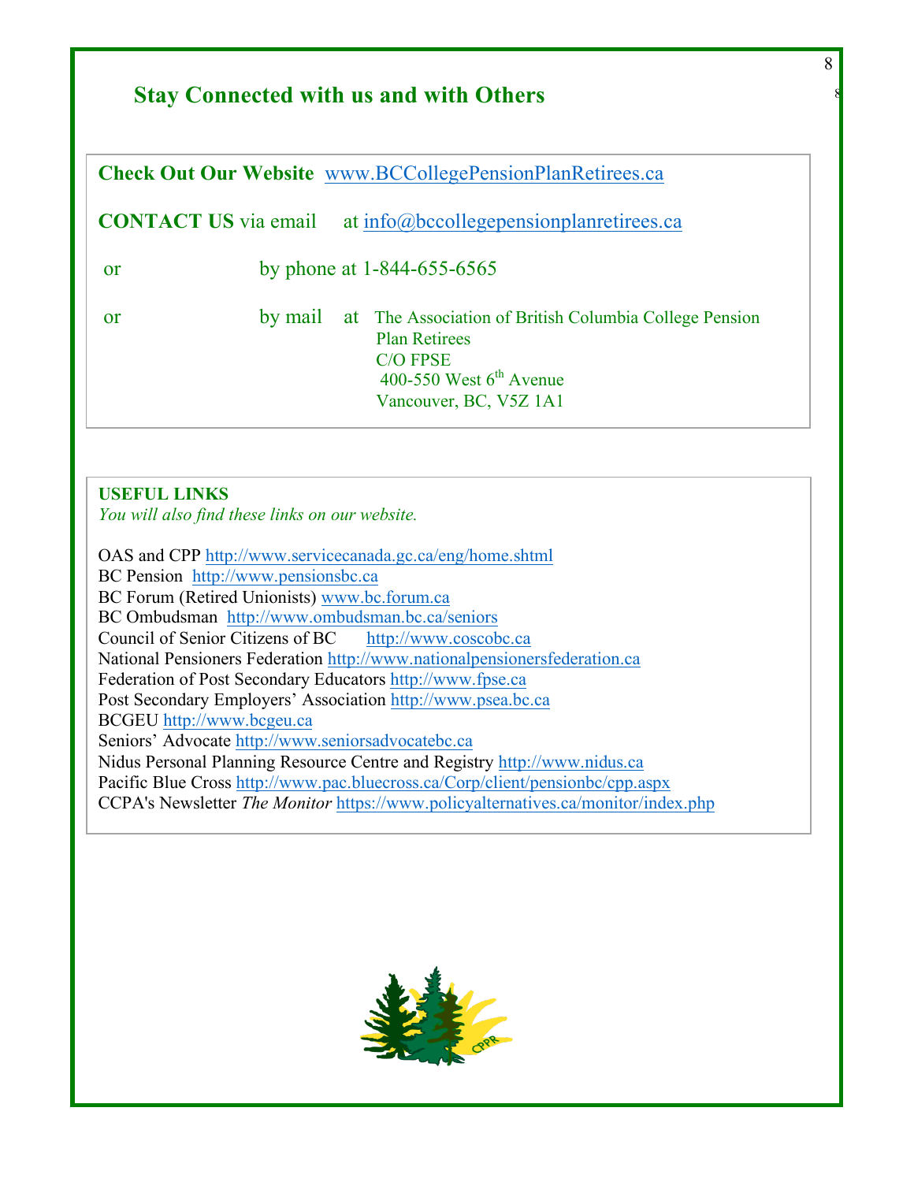## Stay Connected with us and with Others

**Check Out Our Website** www.BCCollegePensionPlanRetirees.ca

**CONTACT US** via email at info@bccollegepensionplanretirees.ca

or by phone at 1-844-655-6565

or by mail at The Association of British Columbia College Pension Plan Retirees
C/O FPSE
400-550 West 6th Avenue
Vancouver, BC, V5Z 1A1

**USEFUL LINKS**
*You will also find these links on our website.*

OAS and CPP http://www.servicecanada.gc.ca/eng/home.shtml
BC Pension http://www.pensionsbc.ca
BC Forum (Retired Unionists) www.bc.forum.ca
BC Ombudsman http://www.ombudsman.bc.ca/seniors
Council of Senior Citizens of BC http://www.coscobc.ca
National Pensioners Federation http://www.nationalpensionersfederation.ca
Federation of Post Secondary Educators http://www.fpse.ca
Post Secondary Employers' Association http://www.psea.bc.ca
BCGEU http://www.bcgeu.ca
Seniors' Advocate http://www.seniorsadvocatebc.ca
Nidus Personal Planning Resource Centre and Registry http://www.nidus.ca
Pacific Blue Cross http://www.pac.bluecross.ca/Corp/client/pensionbc/cpp.aspx
CCPA's Newsletter *The Monitor* https://www.policyalternatives.ca/monitor/index.php